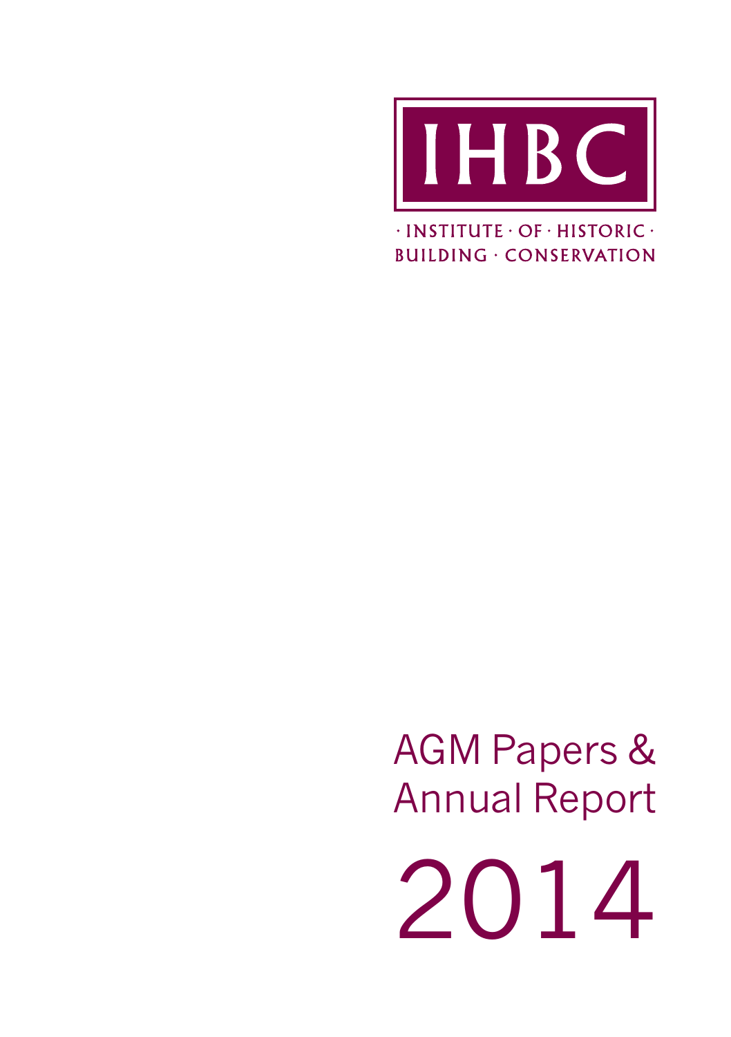IHBC

· INSTITUTE · OF · HISTORIC ·
BUILDING · CONSERVATION

# AGM Papers & Annual Report

# 2014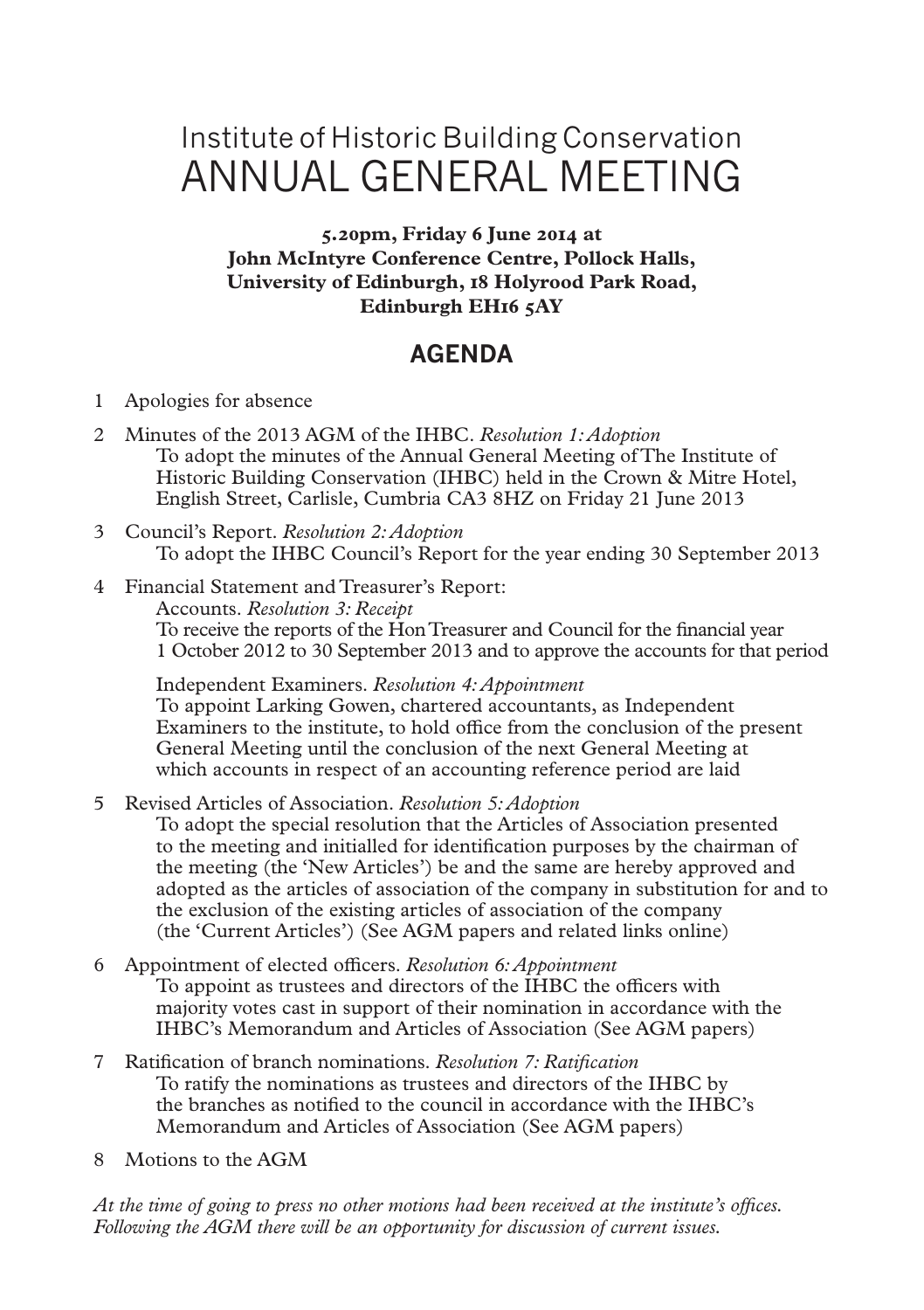# Institute of Historic Building Conservation
# ANNUAL GENERAL MEETING

**5.20pm, Friday 6 June 2014 at**
**John McIntyre Conference Centre, Pollock Halls,**
**University of Edinburgh, 18 Holyrood Park Road,**
**Edinburgh EH16 5AY**

## AGENDA

1 Apologies for absence

2 Minutes of the 2013 AGM of the IHBC. *Resolution 1: Adoption*
To adopt the minutes of the Annual General Meeting of The Institute of Historic Building Conservation (IHBC) held in the Crown & Mitre Hotel, English Street, Carlisle, Cumbria CA3 8HZ on Friday 21 June 2013

3 Council's Report. *Resolution 2: Adoption*
To adopt the IHBC Council's Report for the year ending 30 September 2013

4 Financial Statement and Treasurer's Report:
Accounts. *Resolution 3: Receipt*
To receive the reports of the Hon Treasurer and Council for the financial year 1 October 2012 to 30 September 2013 and to approve the accounts for that period

Independent Examiners. *Resolution 4: Appointment*
To appoint Larking Gowen, chartered accountants, as Independent Examiners to the institute, to hold office from the conclusion of the present General Meeting until the conclusion of the next General Meeting at which accounts in respect of an accounting reference period are laid

5 Revised Articles of Association. *Resolution 5: Adoption*
To adopt the special resolution that the Articles of Association presented to the meeting and initialled for identification purposes by the chairman of the meeting (the 'New Articles') be and the same are hereby approved and adopted as the articles of association of the company in substitution for and to the exclusion of the existing articles of association of the company (the 'Current Articles') (See AGM papers and related links online)

6 Appointment of elected officers. *Resolution 6: Appointment*
To appoint as trustees and directors of the IHBC the officers with majority votes cast in support of their nomination in accordance with the IHBC's Memorandum and Articles of Association (See AGM papers)

7 Ratification of branch nominations. *Resolution 7: Ratification*
To ratify the nominations as trustees and directors of the IHBC by the branches as notified to the council in accordance with the IHBC's Memorandum and Articles of Association (See AGM papers)

8 Motions to the AGM

*At the time of going to press no other motions had been received at the institute's offices. Following the AGM there will be an opportunity for discussion of current issues.*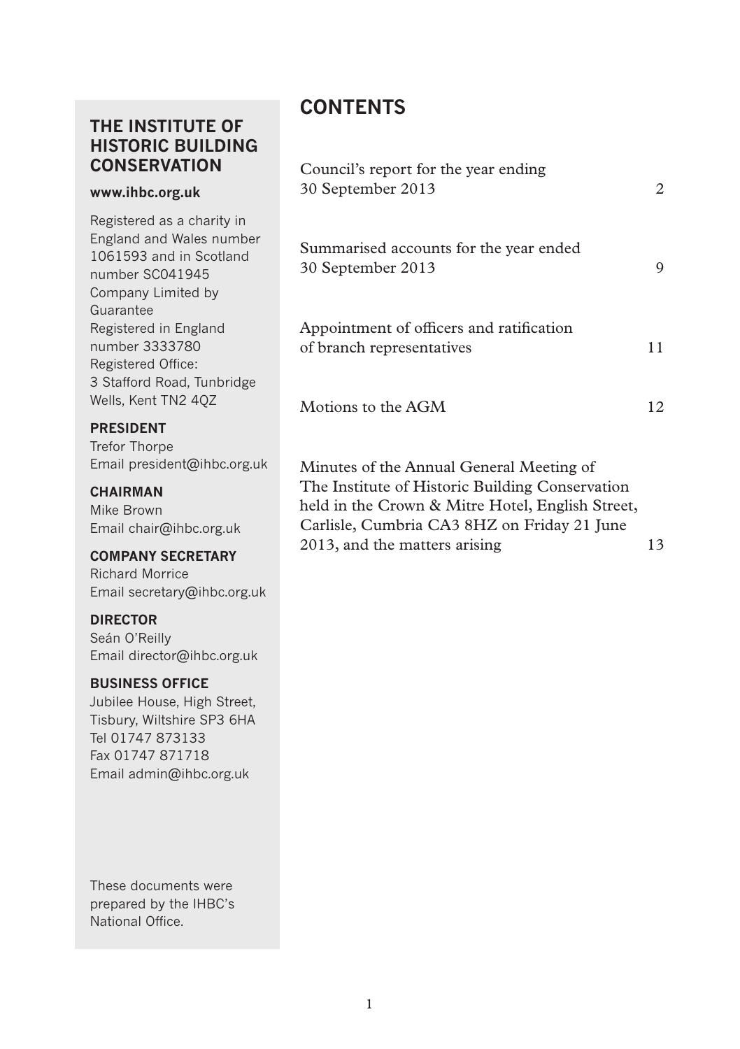## THE INSTITUTE OF HISTORIC BUILDING CONSERVATION

**www.ihbc.org.uk**

Registered as a charity in England and Wales number 1061593 and in Scotland number SC041945
Company Limited by Guarantee
Registered in England number 3333780
Registered Office:
3 Stafford Road, Tunbridge Wells, Kent TN2 4QZ

**PRESIDENT**
Trefor Thorpe
Email president@ihbc.org.uk

**CHAIRMAN**
Mike Brown
Email chair@ihbc.org.uk

**COMPANY SECRETARY**
Richard Morrice
Email secretary@ihbc.org.uk

**DIRECTOR**
Seán O'Reilly
Email director@ihbc.org.uk

**BUSINESS OFFICE**
Jubilee House, High Street, Tisbury, Wiltshire SP3 6HA
Tel 01747 873133
Fax 01747 871718
Email admin@ihbc.org.uk

These documents were prepared by the IHBC's National Office.

# CONTENTS

| | |
|---|---|
| Council's report for the year ending 30 September 2013 | 2 |
| Summarised accounts for the year ended 30 September 2013 | 9 |
| Appointment of officers and ratification of branch representatives | 11 |
| Motions to the AGM | 12 |
| Minutes of the Annual General Meeting of The Institute of Historic Building Conservation held in the Crown & Mitre Hotel, English Street, Carlisle, Cumbria CA3 8HZ on Friday 21 June 2013, and the matters arising | 13 |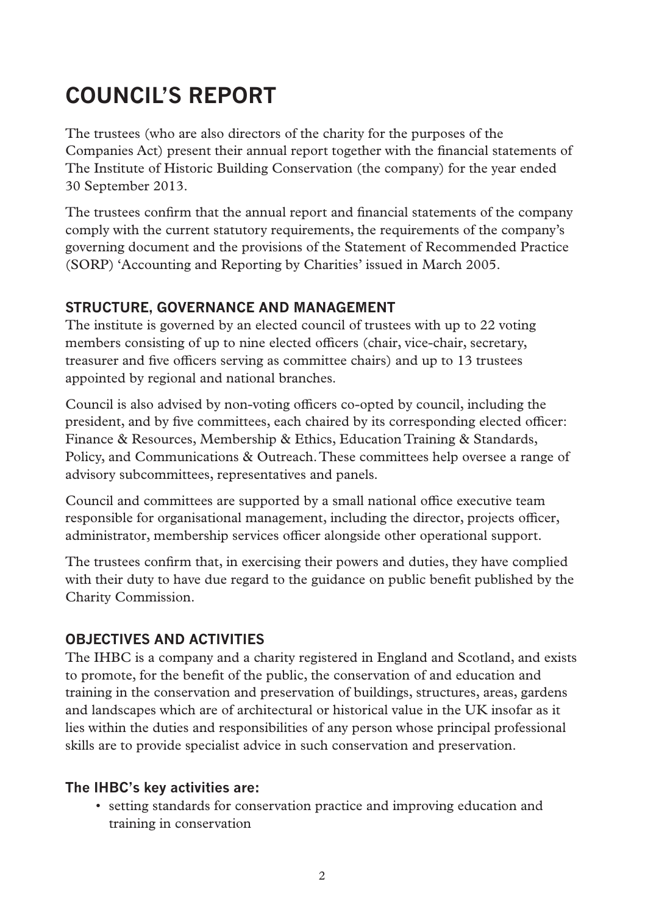# COUNCIL'S REPORT

The trustees (who are also directors of the charity for the purposes of the Companies Act) present their annual report together with the financial statements of The Institute of Historic Building Conservation (the company) for the year ended 30 September 2013.

The trustees confirm that the annual report and financial statements of the company comply with the current statutory requirements, the requirements of the company's governing document and the provisions of the Statement of Recommended Practice (SORP) 'Accounting and Reporting by Charities' issued in March 2005.

## STRUCTURE, GOVERNANCE AND MANAGEMENT

The institute is governed by an elected council of trustees with up to 22 voting members consisting of up to nine elected officers (chair, vice-chair, secretary, treasurer and five officers serving as committee chairs) and up to 13 trustees appointed by regional and national branches.

Council is also advised by non-voting officers co-opted by council, including the president, and by five committees, each chaired by its corresponding elected officer: Finance & Resources, Membership & Ethics, Education Training & Standards, Policy, and Communications & Outreach. These committees help oversee a range of advisory subcommittees, representatives and panels.

Council and committees are supported by a small national office executive team responsible for organisational management, including the director, projects officer, administrator, membership services officer alongside other operational support.

The trustees confirm that, in exercising their powers and duties, they have complied with their duty to have due regard to the guidance on public benefit published by the Charity Commission.

## OBJECTIVES AND ACTIVITIES

The IHBC is a company and a charity registered in England and Scotland, and exists to promote, for the benefit of the public, the conservation of and education and training in the conservation and preservation of buildings, structures, areas, gardens and landscapes which are of architectural or historical value in the UK insofar as it lies within the duties and responsibilities of any person whose principal professional skills are to provide specialist advice in such conservation and preservation.

### The IHBC's key activities are:

- setting standards for conservation practice and improving education and training in conservation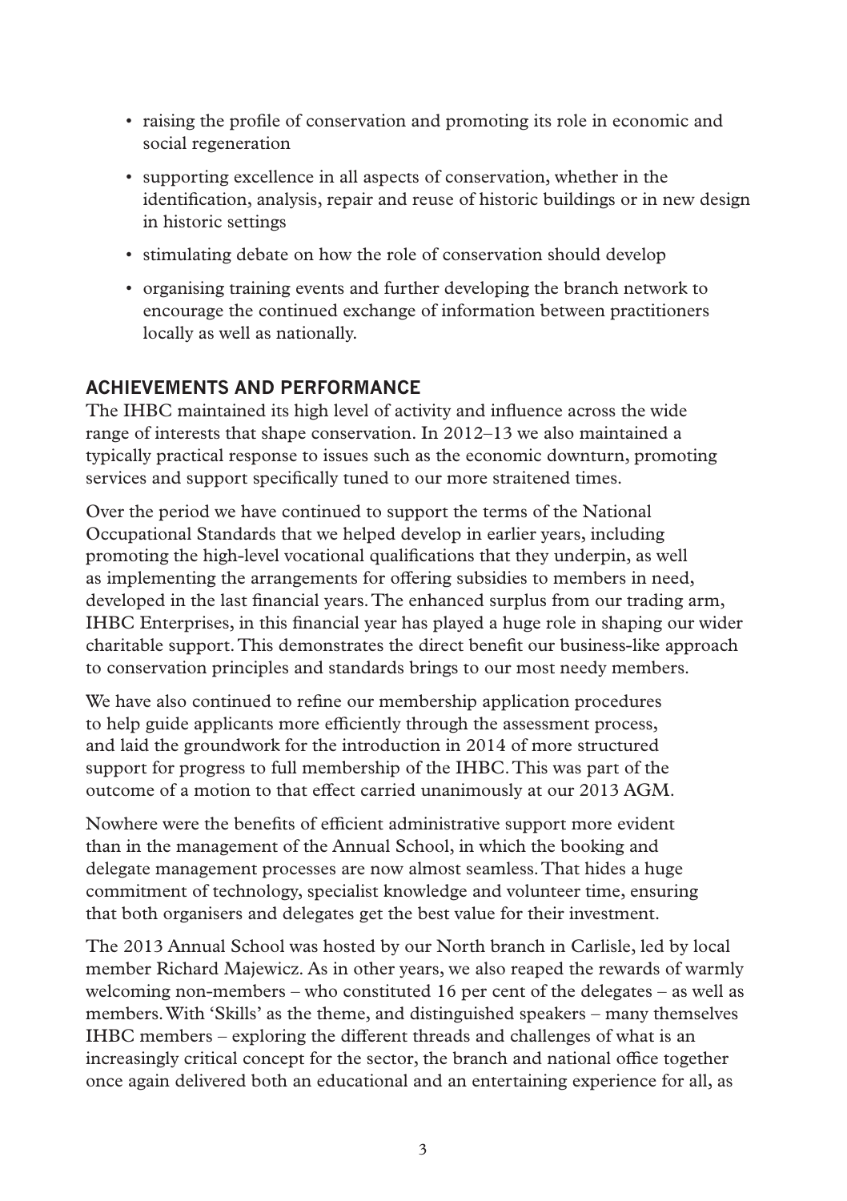- raising the profile of conservation and promoting its role in economic and social regeneration
- supporting excellence in all aspects of conservation, whether in the identification, analysis, repair and reuse of historic buildings or in new design in historic settings
- stimulating debate on how the role of conservation should develop
- organising training events and further developing the branch network to encourage the continued exchange of information between practitioners locally as well as nationally.

## ACHIEVEMENTS AND PERFORMANCE

The IHBC maintained its high level of activity and influence across the wide range of interests that shape conservation. In 2012–13 we also maintained a typically practical response to issues such as the economic downturn, promoting services and support specifically tuned to our more straitened times.

Over the period we have continued to support the terms of the National Occupational Standards that we helped develop in earlier years, including promoting the high-level vocational qualifications that they underpin, as well as implementing the arrangements for offering subsidies to members in need, developed in the last financial years. The enhanced surplus from our trading arm, IHBC Enterprises, in this financial year has played a huge role in shaping our wider charitable support. This demonstrates the direct benefit our business-like approach to conservation principles and standards brings to our most needy members.

We have also continued to refine our membership application procedures to help guide applicants more efficiently through the assessment process, and laid the groundwork for the introduction in 2014 of more structured support for progress to full membership of the IHBC. This was part of the outcome of a motion to that effect carried unanimously at our 2013 AGM.

Nowhere were the benefits of efficient administrative support more evident than in the management of the Annual School, in which the booking and delegate management processes are now almost seamless. That hides a huge commitment of technology, specialist knowledge and volunteer time, ensuring that both organisers and delegates get the best value for their investment.

The 2013 Annual School was hosted by our North branch in Carlisle, led by local member Richard Majewicz. As in other years, we also reaped the rewards of warmly welcoming non-members – who constituted 16 per cent of the delegates – as well as members. With 'Skills' as the theme, and distinguished speakers – many themselves IHBC members – exploring the different threads and challenges of what is an increasingly critical concept for the sector, the branch and national office together once again delivered both an educational and an entertaining experience for all, as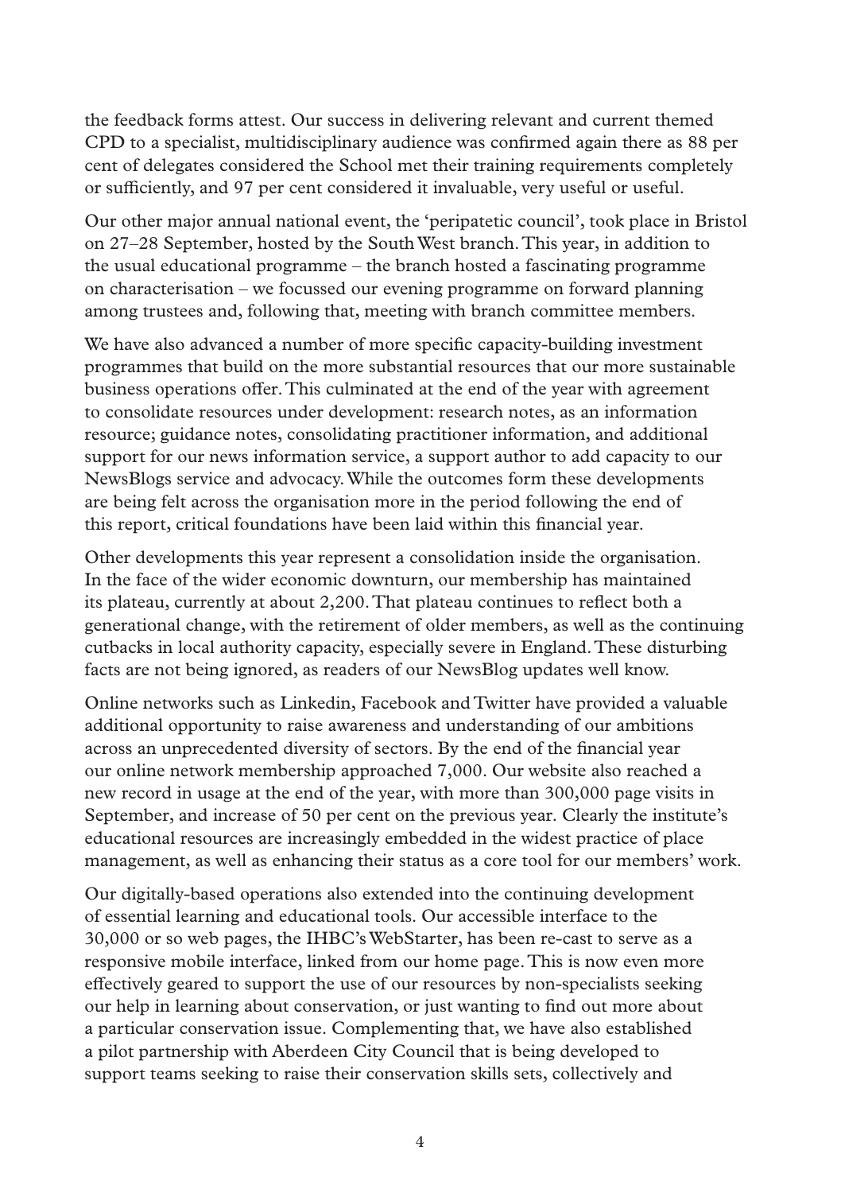the feedback forms attest. Our success in delivering relevant and current themed CPD to a specialist, multidisciplinary audience was confirmed again there as 88 per cent of delegates considered the School met their training requirements completely or sufficiently, and 97 per cent considered it invaluable, very useful or useful.

Our other major annual national event, the 'peripatetic council', took place in Bristol on 27–28 September, hosted by the South West branch. This year, in addition to the usual educational programme – the branch hosted a fascinating programme on characterisation – we focussed our evening programme on forward planning among trustees and, following that, meeting with branch committee members.

We have also advanced a number of more specific capacity-building investment programmes that build on the more substantial resources that our more sustainable business operations offer. This culminated at the end of the year with agreement to consolidate resources under development: research notes, as an information resource; guidance notes, consolidating practitioner information, and additional support for our news information service, a support author to add capacity to our NewsBlogs service and advocacy. While the outcomes form these developments are being felt across the organisation more in the period following the end of this report, critical foundations have been laid within this financial year.

Other developments this year represent a consolidation inside the organisation. In the face of the wider economic downturn, our membership has maintained its plateau, currently at about 2,200. That plateau continues to reflect both a generational change, with the retirement of older members, as well as the continuing cutbacks in local authority capacity, especially severe in England. These disturbing facts are not being ignored, as readers of our NewsBlog updates well know.

Online networks such as Linkedin, Facebook and Twitter have provided a valuable additional opportunity to raise awareness and understanding of our ambitions across an unprecedented diversity of sectors. By the end of the financial year our online network membership approached 7,000. Our website also reached a new record in usage at the end of the year, with more than 300,000 page visits in September, and increase of 50 per cent on the previous year. Clearly the institute's educational resources are increasingly embedded in the widest practice of place management, as well as enhancing their status as a core tool for our members' work.

Our digitally-based operations also extended into the continuing development of essential learning and educational tools. Our accessible interface to the 30,000 or so web pages, the IHBC's WebStarter, has been re-cast to serve as a responsive mobile interface, linked from our home page. This is now even more effectively geared to support the use of our resources by non-specialists seeking our help in learning about conservation, or just wanting to find out more about a particular conservation issue. Complementing that, we have also established a pilot partnership with Aberdeen City Council that is being developed to support teams seeking to raise their conservation skills sets, collectively and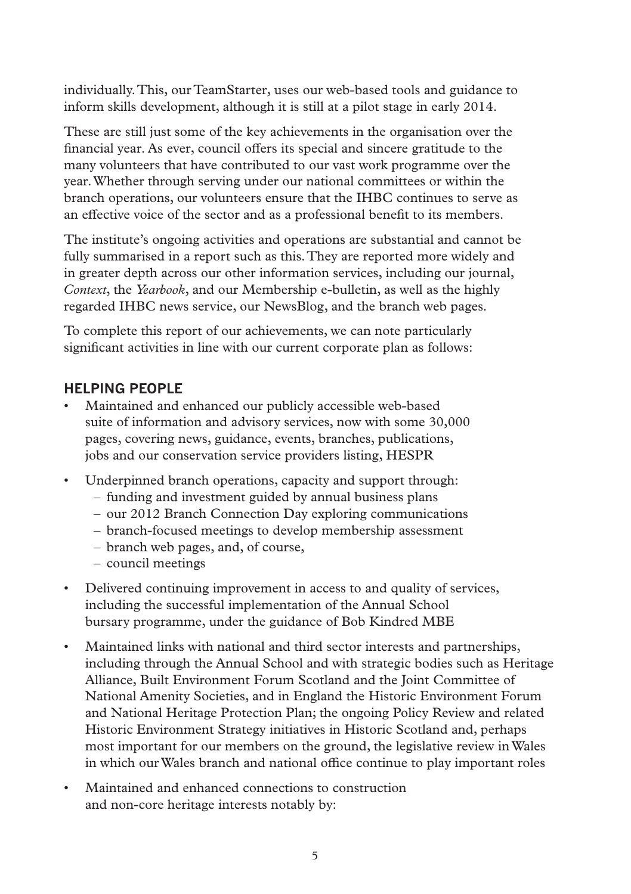individually. This, our TeamStarter, uses our web-based tools and guidance to inform skills development, although it is still at a pilot stage in early 2014.

These are still just some of the key achievements in the organisation over the financial year. As ever, council offers its special and sincere gratitude to the many volunteers that have contributed to our vast work programme over the year. Whether through serving under our national committees or within the branch operations, our volunteers ensure that the IHBC continues to serve as an effective voice of the sector and as a professional benefit to its members.

The institute's ongoing activities and operations are substantial and cannot be fully summarised in a report such as this. They are reported more widely and in greater depth across our other information services, including our journal, *Context*, the *Yearbook*, and our Membership e-bulletin, as well as the highly regarded IHBC news service, our NewsBlog, and the branch web pages.

To complete this report of our achievements, we can note particularly significant activities in line with our current corporate plan as follows:

## HELPING PEOPLE

- Maintained and enhanced our publicly accessible web-based suite of information and advisory services, now with some 30,000 pages, covering news, guidance, events, branches, publications, jobs and our conservation service providers listing, HESPR
- Underpinned branch operations, capacity and support through:
  - funding and investment guided by annual business plans
  - our 2012 Branch Connection Day exploring communications
  - branch-focused meetings to develop membership assessment
  - branch web pages, and, of course,
  - council meetings
- Delivered continuing improvement in access to and quality of services, including the successful implementation of the Annual School bursary programme, under the guidance of Bob Kindred MBE
- Maintained links with national and third sector interests and partnerships, including through the Annual School and with strategic bodies such as Heritage Alliance, Built Environment Forum Scotland and the Joint Committee of National Amenity Societies, and in England the Historic Environment Forum and National Heritage Protection Plan; the ongoing Policy Review and related Historic Environment Strategy initiatives in Historic Scotland and, perhaps most important for our members on the ground, the legislative review in Wales in which our Wales branch and national office continue to play important roles
- Maintained and enhanced connections to construction and non-core heritage interests notably by: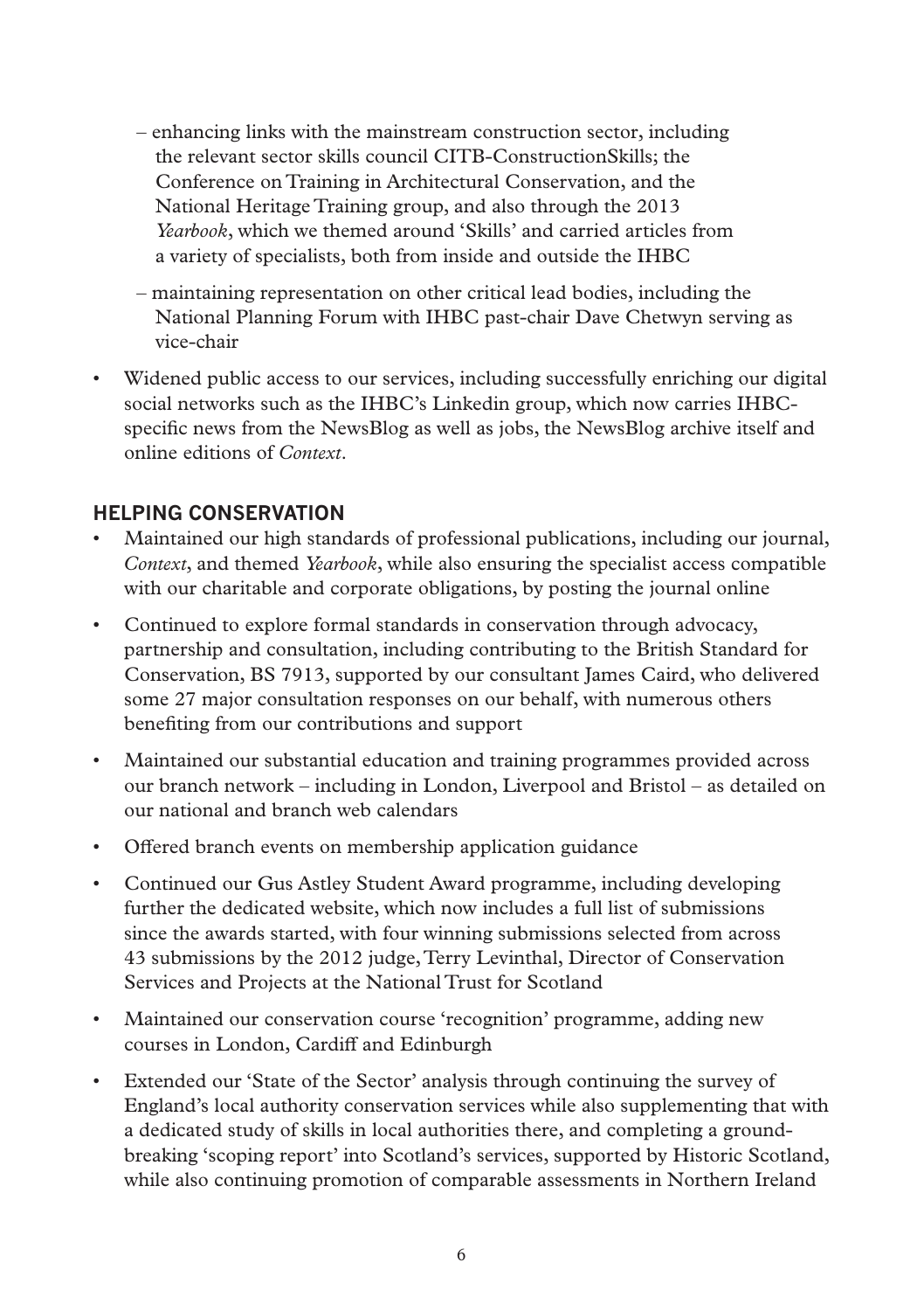- enhancing links with the mainstream construction sector, including the relevant sector skills council CITB-ConstructionSkills; the Conference on Training in Architectural Conservation, and the National Heritage Training group, and also through the 2013 *Yearbook*, which we themed around 'Skills' and carried articles from a variety of specialists, both from inside and outside the IHBC
  - maintaining representation on other critical lead bodies, including the National Planning Forum with IHBC past-chair Dave Chetwyn serving as vice-chair

- Widened public access to our services, including successfully enriching our digital social networks such as the IHBC's Linkedin group, which now carries IHBC-specific news from the NewsBlog as well as jobs, the NewsBlog archive itself and online editions of *Context*.

## HELPING CONSERVATION

- Maintained our high standards of professional publications, including our journal, *Context*, and themed *Yearbook*, while also ensuring the specialist access compatible with our charitable and corporate obligations, by posting the journal online
- Continued to explore formal standards in conservation through advocacy, partnership and consultation, including contributing to the British Standard for Conservation, BS 7913, supported by our consultant James Caird, who delivered some 27 major consultation responses on our behalf, with numerous others benefiting from our contributions and support
- Maintained our substantial education and training programmes provided across our branch network – including in London, Liverpool and Bristol – as detailed on our national and branch web calendars
- Offered branch events on membership application guidance
- Continued our Gus Astley Student Award programme, including developing further the dedicated website, which now includes a full list of submissions since the awards started, with four winning submissions selected from across 43 submissions by the 2012 judge, Terry Levinthal, Director of Conservation Services and Projects at the National Trust for Scotland
- Maintained our conservation course 'recognition' programme, adding new courses in London, Cardiff and Edinburgh
- Extended our 'State of the Sector' analysis through continuing the survey of England's local authority conservation services while also supplementing that with a dedicated study of skills in local authorities there, and completing a ground-breaking 'scoping report' into Scotland's services, supported by Historic Scotland, while also continuing promotion of comparable assessments in Northern Ireland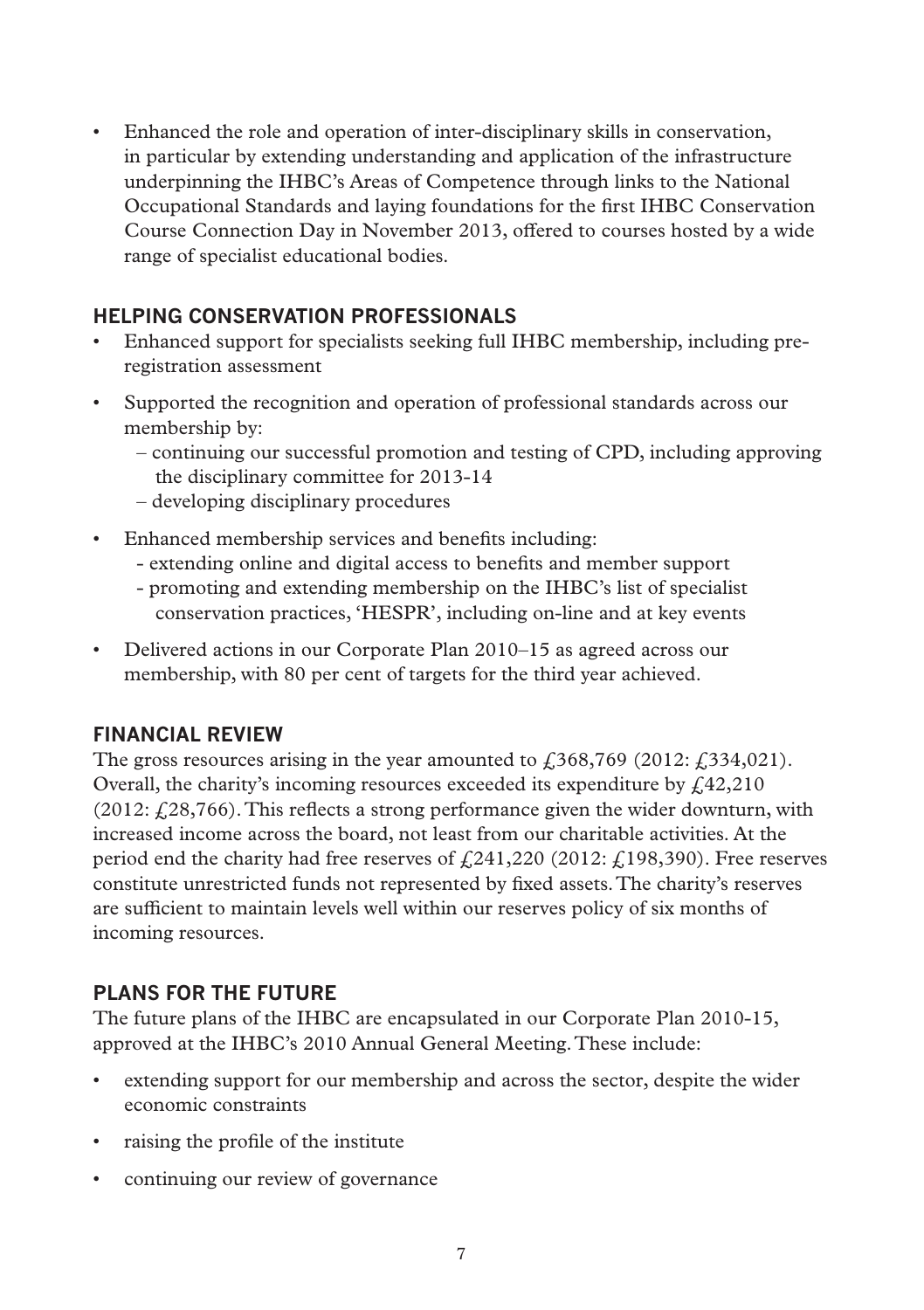- Enhanced the role and operation of inter-disciplinary skills in conservation, in particular by extending understanding and application of the infrastructure underpinning the IHBC's Areas of Competence through links to the National Occupational Standards and laying foundations for the first IHBC Conservation Course Connection Day in November 2013, offered to courses hosted by a wide range of specialist educational bodies.

## HELPING CONSERVATION PROFESSIONALS

- Enhanced support for specialists seeking full IHBC membership, including pre-registration assessment
- Supported the recognition and operation of professional standards across our membership by:
  - continuing our successful promotion and testing of CPD, including approving the disciplinary committee for 2013-14
  - developing disciplinary procedures
- Enhanced membership services and benefits including:
  - extending online and digital access to benefits and member support
  - promoting and extending membership on the IHBC's list of specialist conservation practices, 'HESPR', including on-line and at key events
- Delivered actions in our Corporate Plan 2010–15 as agreed across our membership, with 80 per cent of targets for the third year achieved.

## FINANCIAL REVIEW

The gross resources arising in the year amounted to £368,769 (2012: £334,021). Overall, the charity's incoming resources exceeded its expenditure by £42,210 (2012: £28,766). This reflects a strong performance given the wider downturn, with increased income across the board, not least from our charitable activities. At the period end the charity had free reserves of £241,220 (2012: £198,390). Free reserves constitute unrestricted funds not represented by fixed assets. The charity's reserves are sufficient to maintain levels well within our reserves policy of six months of incoming resources.

## PLANS FOR THE FUTURE

The future plans of the IHBC are encapsulated in our Corporate Plan 2010-15, approved at the IHBC's 2010 Annual General Meeting. These include:

- extending support for our membership and across the sector, despite the wider economic constraints
- raising the profile of the institute
- continuing our review of governance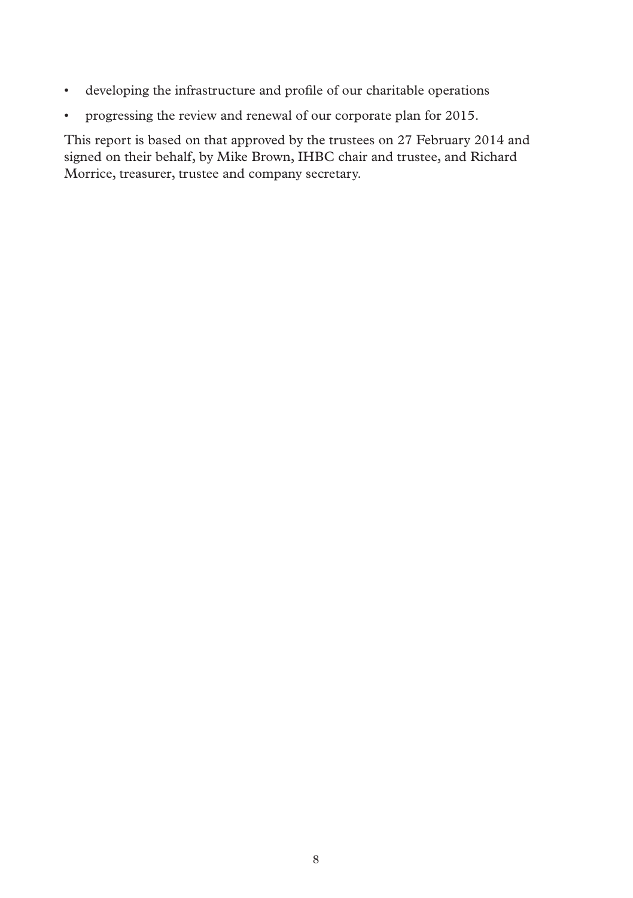- developing the infrastructure and profile of our charitable operations
- progressing the review and renewal of our corporate plan for 2015.

This report is based on that approved by the trustees on 27 February 2014 and signed on their behalf, by Mike Brown, IHBC chair and trustee, and Richard Morrice, treasurer, trustee and company secretary.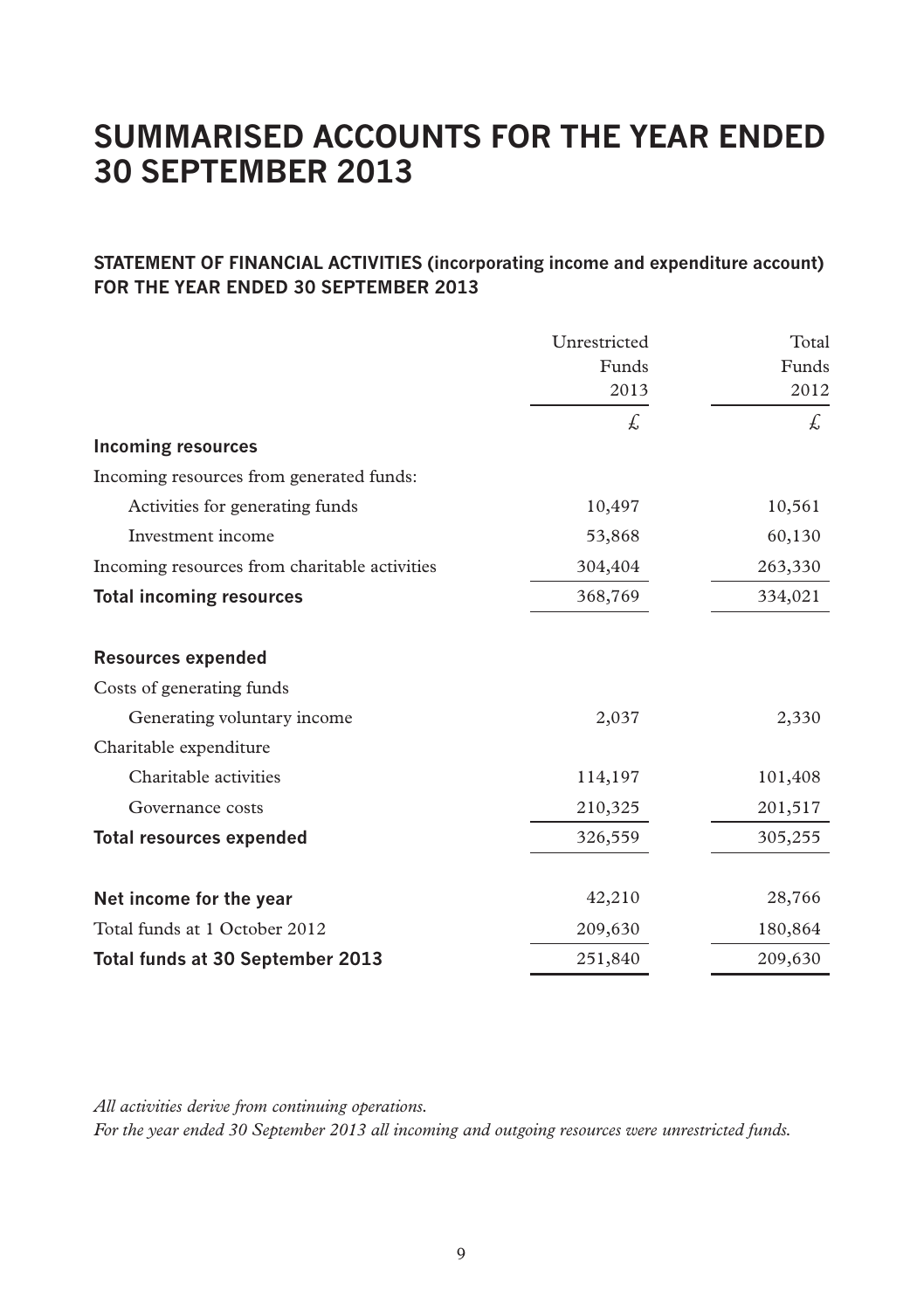# SUMMARISED ACCOUNTS FOR THE YEAR ENDED 30 SEPTEMBER 2013

## STATEMENT OF FINANCIAL ACTIVITIES (incorporating income and expenditure account) FOR THE YEAR ENDED 30 SEPTEMBER 2013

| | Unrestricted Funds 2013 | Total Funds 2012 |
|---|---|---|
| | £ | £ |
| **Incoming resources** | | |
| Incoming resources from generated funds: | | |
| Activities for generating funds | 10,497 | 10,561 |
| Investment income | 53,868 | 60,130 |
| Incoming resources from charitable activities | 304,404 | 263,330 |
| **Total incoming resources** | 368,769 | 334,021 |
| **Resources expended** | | |
| Costs of generating funds | | |
| Generating voluntary income | 2,037 | 2,330 |
| Charitable expenditure | | |
| Charitable activities | 114,197 | 101,408 |
| Governance costs | 210,325 | 201,517 |
| **Total resources expended** | 326,559 | 305,255 |
| **Net income for the year** | 42,210 | 28,766 |
| Total funds at 1 October 2012 | 209,630 | 180,864 |
| **Total funds at 30 September 2013** | 251,840 | 209,630 |

*All activities derive from continuing operations.*

*For the year ended 30 September 2013 all incoming and outgoing resources were unrestricted funds.*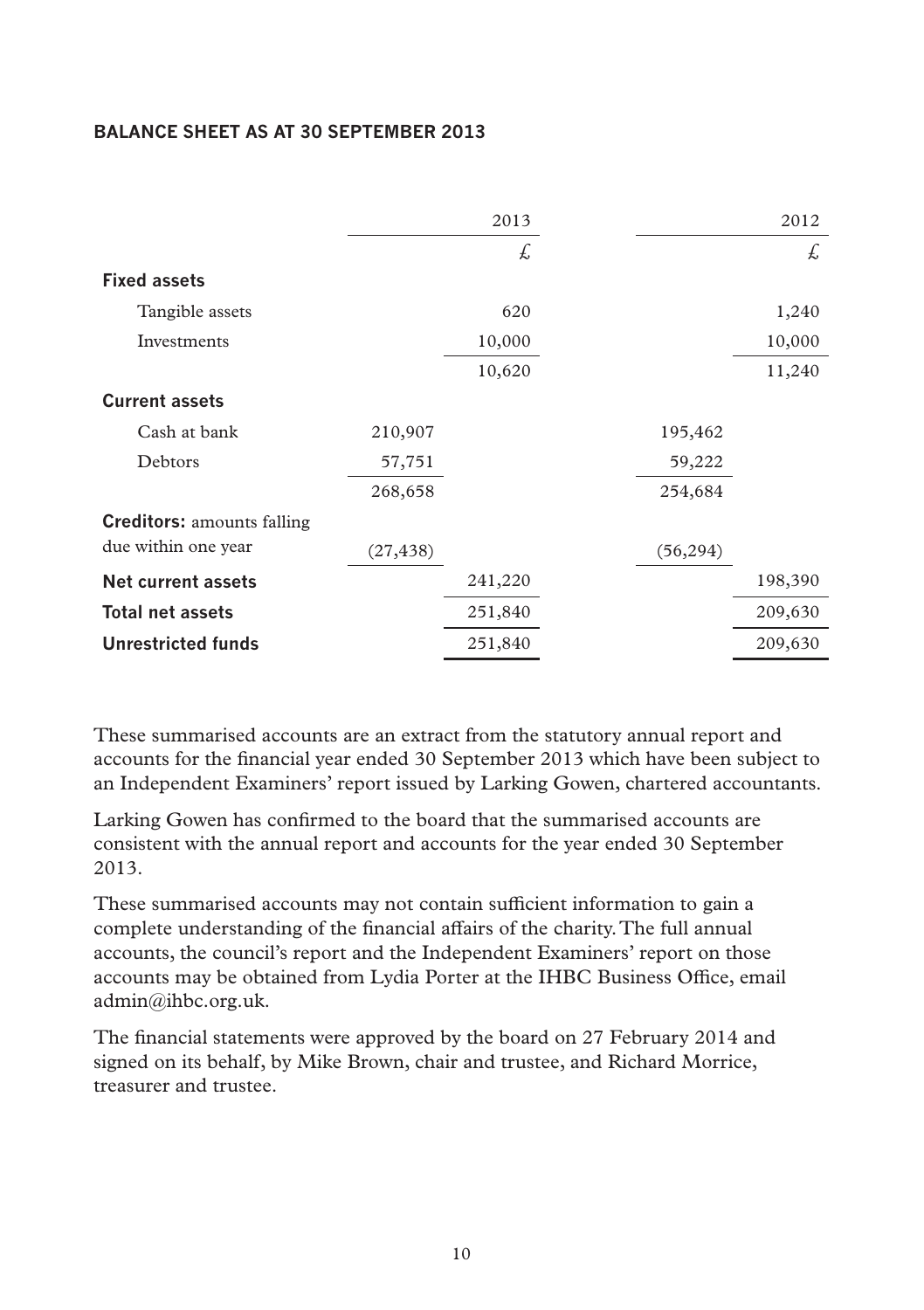## BALANCE SHEET AS AT 30 SEPTEMBER 2013

| | 2013 | | 2012 | |
|---|---|---|---|---|
| | | £ | | £ |
| **Fixed assets** | | | | |
| Tangible assets | | 620 | | 1,240 |
| Investments | | 10,000 | | 10,000 |
| | | 10,620 | | 11,240 |
| **Current assets** | | | | |
| Cash at bank | 210,907 | | 195,462 | |
| Debtors | 57,751 | | 59,222 | |
| | 268,658 | | 254,684 | |
| **Creditors:** amounts falling due within one year | (27,438) | | (56,294) | |
| **Net current assets** | | 241,220 | | 198,390 |
| **Total net assets** | | 251,840 | | 209,630 |
| **Unrestricted funds** | | 251,840 | | 209,630 |

These summarised accounts are an extract from the statutory annual report and accounts for the financial year ended 30 September 2013 which have been subject to an Independent Examiners' report issued by Larking Gowen, chartered accountants.

Larking Gowen has confirmed to the board that the summarised accounts are consistent with the annual report and accounts for the year ended 30 September 2013.

These summarised accounts may not contain sufficient information to gain a complete understanding of the financial affairs of the charity. The full annual accounts, the council's report and the Independent Examiners' report on those accounts may be obtained from Lydia Porter at the IHBC Business Office, email admin@ihbc.org.uk.

The financial statements were approved by the board on 27 February 2014 and signed on its behalf, by Mike Brown, chair and trustee, and Richard Morrice, treasurer and trustee.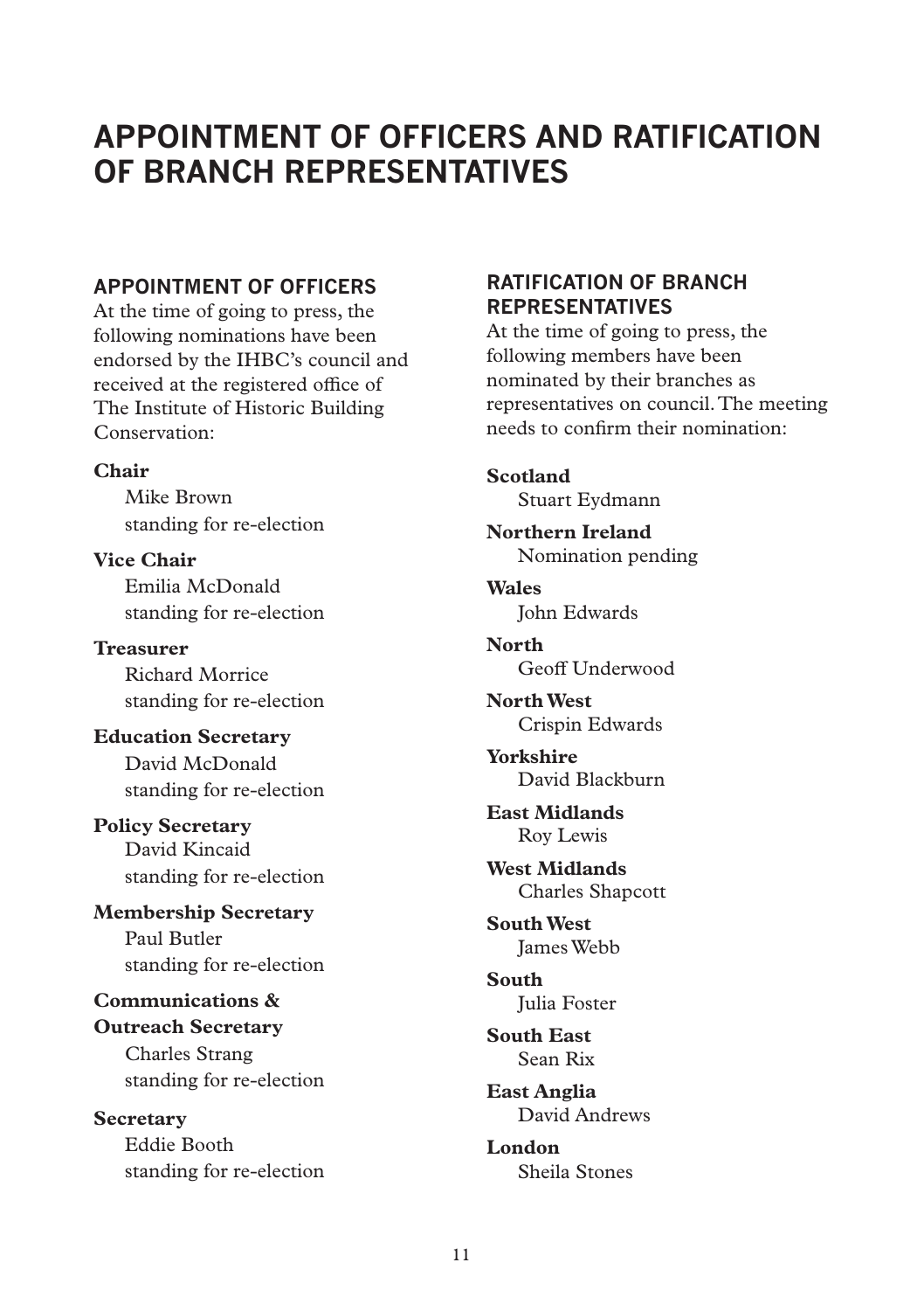# APPOINTMENT OF OFFICERS AND RATIFICATION OF BRANCH REPRESENTATIVES

## APPOINTMENT OF OFFICERS

At the time of going to press, the following nominations have been endorsed by the IHBC's council and received at the registered office of The Institute of Historic Building Conservation:

**Chair**
Mike Brown
standing for re-election

**Vice Chair**
Emilia McDonald
standing for re-election

**Treasurer**
Richard Morrice
standing for re-election

**Education Secretary**
David McDonald
standing for re-election

**Policy Secretary**
David Kincaid
standing for re-election

**Membership Secretary**
Paul Butler
standing for re-election

**Communications & Outreach Secretary**
Charles Strang
standing for re-election

**Secretary**
Eddie Booth
standing for re-election

## RATIFICATION OF BRANCH REPRESENTATIVES

At the time of going to press, the following members have been nominated by their branches as representatives on council. The meeting needs to confirm their nomination:

**Scotland**
Stuart Eydmann

**Northern Ireland**
Nomination pending

**Wales**
John Edwards

**North**
Geoff Underwood

**North West**
Crispin Edwards

**Yorkshire**
David Blackburn

**East Midlands**
Roy Lewis

**West Midlands**
Charles Shapcott

**South West**
James Webb

**South**
Julia Foster

**South East**
Sean Rix

**East Anglia**
David Andrews

**London**
Sheila Stones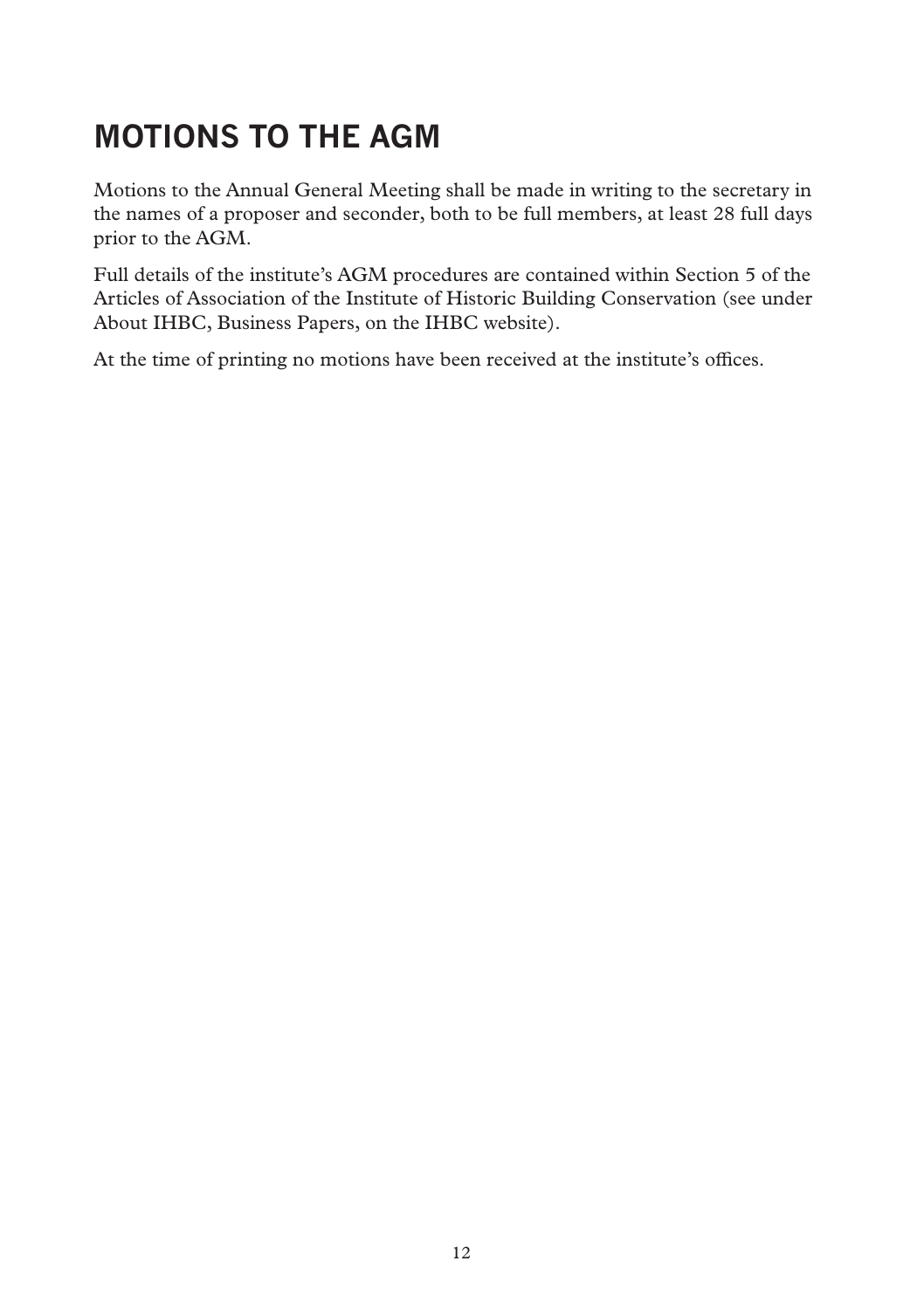# MOTIONS TO THE AGM

Motions to the Annual General Meeting shall be made in writing to the secretary in the names of a proposer and seconder, both to be full members, at least 28 full days prior to the AGM.

Full details of the institute's AGM procedures are contained within Section 5 of the Articles of Association of the Institute of Historic Building Conservation (see under About IHBC, Business Papers, on the IHBC website).

At the time of printing no motions have been received at the institute's offices.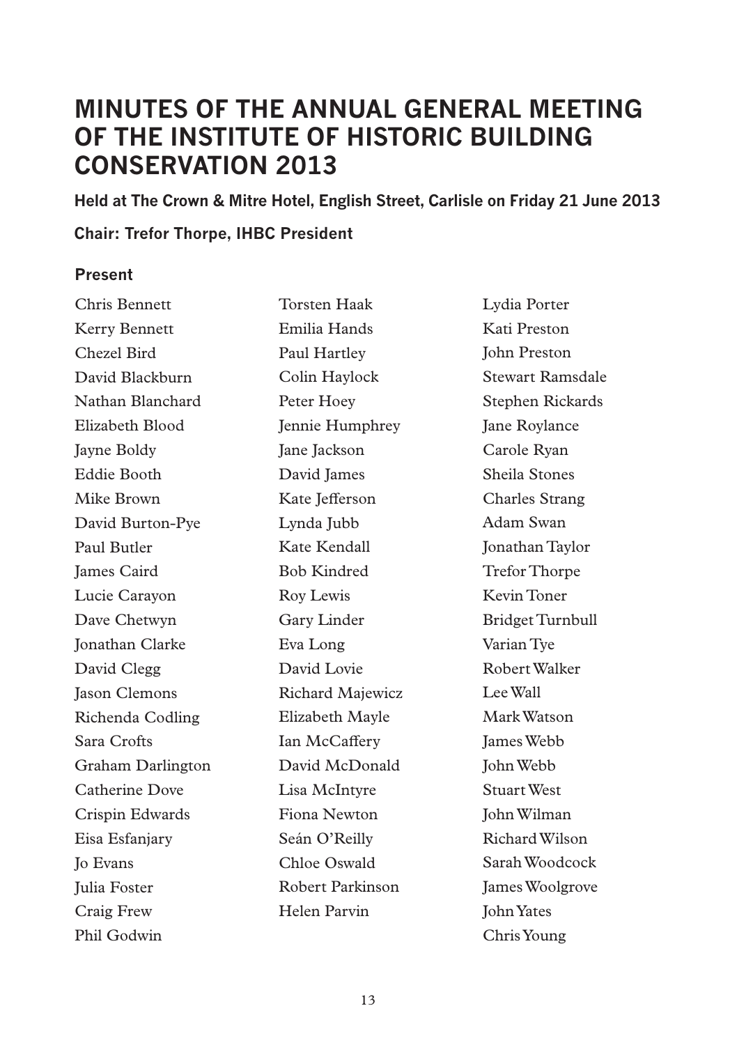# MINUTES OF THE ANNUAL GENERAL MEETING OF THE INSTITUTE OF HISTORIC BUILDING CONSERVATION 2013

**Held at The Crown & Mitre Hotel, English Street, Carlisle on Friday 21 June 2013**

**Chair: Trefor Thorpe, IHBC President**

### Present

Chris Bennett
Kerry Bennett
Chezel Bird
David Blackburn
Nathan Blanchard
Elizabeth Blood
Jayne Boldy
Eddie Booth
Mike Brown
David Burton-Pye
Paul Butler
James Caird
Lucie Carayon
Dave Chetwyn
Jonathan Clarke
David Clegg
Jason Clemons
Richenda Codling
Sara Crofts
Graham Darlington
Catherine Dove
Crispin Edwards
Eisa Esfanjary
Jo Evans
Julia Foster
Craig Frew
Phil Godwin
Torsten Haak
Emilia Hands
Paul Hartley
Colin Haylock
Peter Hoey
Jennie Humphrey
Jane Jackson
David James
Kate Jefferson
Lynda Jubb
Kate Kendall
Bob Kindred
Roy Lewis
Gary Linder
Eva Long
David Lovie
Richard Majewicz
Elizabeth Mayle
Ian McCaffery
David McDonald
Lisa McIntyre
Fiona Newton
Seán O'Reilly
Chloe Oswald
Robert Parkinson
Helen Parvin
Lydia Porter
Kati Preston
John Preston
Stewart Ramsdale
Stephen Rickards
Jane Roylance
Carole Ryan
Sheila Stones
Charles Strang
Adam Swan
Jonathan Taylor
Trefor Thorpe
Kevin Toner
Bridget Turnbull
Varian Tye
Robert Walker
Lee Wall
Mark Watson
James Webb
John Webb
Stuart West
John Wilman
Richard Wilson
Sarah Woodcock
James Woolgrove
John Yates
Chris Young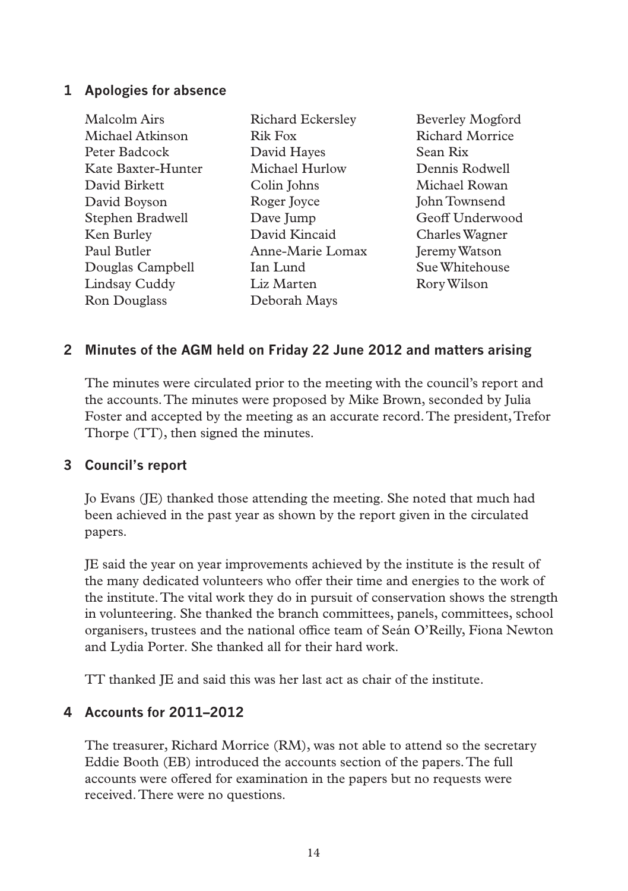## 1 Apologies for absence

Malcolm Airs
Michael Atkinson
Peter Badcock
Kate Baxter-Hunter
David Birkett
David Boyson
Stephen Bradwell
Ken Burley
Paul Butler
Douglas Campbell
Lindsay Cuddy
Ron Douglass
Richard Eckersley
Rik Fox
David Hayes
Michael Hurlow
Colin Johns
Roger Joyce
Dave Jump
David Kincaid
Anne-Marie Lomax
Ian Lund
Liz Marten
Deborah Mays
Beverley Mogford
Richard Morrice
Sean Rix
Dennis Rodwell
Michael Rowan
John Townsend
Geoff Underwood
Charles Wagner
Jeremy Watson
Sue Whitehouse
Rory Wilson

## 2 Minutes of the AGM held on Friday 22 June 2012 and matters arising

The minutes were circulated prior to the meeting with the council's report and the accounts. The minutes were proposed by Mike Brown, seconded by Julia Foster and accepted by the meeting as an accurate record. The president, Trefor Thorpe (TT), then signed the minutes.

## 3 Council's report

Jo Evans (JE) thanked those attending the meeting. She noted that much had been achieved in the past year as shown by the report given in the circulated papers.

JE said the year on year improvements achieved by the institute is the result of the many dedicated volunteers who offer their time and energies to the work of the institute. The vital work they do in pursuit of conservation shows the strength in volunteering. She thanked the branch committees, panels, committees, school organisers, trustees and the national office team of Seán O'Reilly, Fiona Newton and Lydia Porter. She thanked all for their hard work.

TT thanked JE and said this was her last act as chair of the institute.

## 4 Accounts for 2011–2012

The treasurer, Richard Morrice (RM), was not able to attend so the secretary Eddie Booth (EB) introduced the accounts section of the papers. The full accounts were offered for examination in the papers but no requests were received. There were no questions.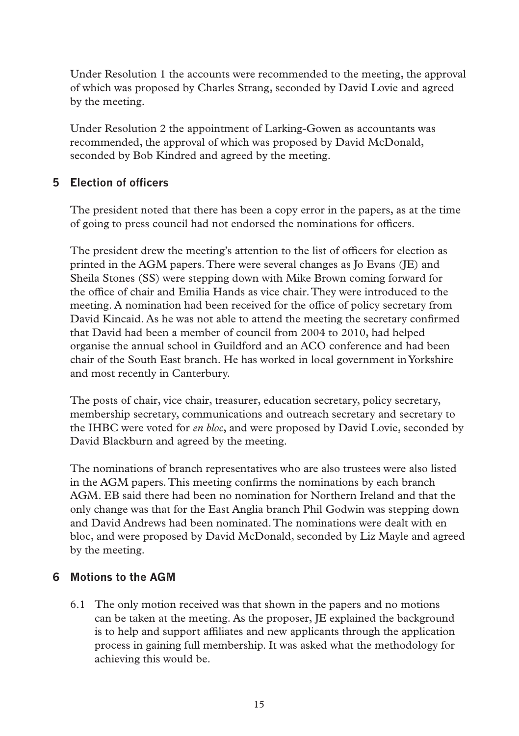Under Resolution 1 the accounts were recommended to the meeting, the approval of which was proposed by Charles Strang, seconded by David Lovie and agreed by the meeting.

Under Resolution 2 the appointment of Larking-Gowen as accountants was recommended, the approval of which was proposed by David McDonald, seconded by Bob Kindred and agreed by the meeting.

## 5 Election of officers

The president noted that there has been a copy error in the papers, as at the time of going to press council had not endorsed the nominations for officers.

The president drew the meeting's attention to the list of officers for election as printed in the AGM papers. There were several changes as Jo Evans (JE) and Sheila Stones (SS) were stepping down with Mike Brown coming forward for the office of chair and Emilia Hands as vice chair. They were introduced to the meeting. A nomination had been received for the office of policy secretary from David Kincaid. As he was not able to attend the meeting the secretary confirmed that David had been a member of council from 2004 to 2010, had helped organise the annual school in Guildford and an ACO conference and had been chair of the South East branch. He has worked in local government in Yorkshire and most recently in Canterbury.

The posts of chair, vice chair, treasurer, education secretary, policy secretary, membership secretary, communications and outreach secretary and secretary to the IHBC were voted for *en bloc*, and were proposed by David Lovie, seconded by David Blackburn and agreed by the meeting.

The nominations of branch representatives who are also trustees were also listed in the AGM papers. This meeting confirms the nominations by each branch AGM. EB said there had been no nomination for Northern Ireland and that the only change was that for the East Anglia branch Phil Godwin was stepping down and David Andrews had been nominated. The nominations were dealt with en bloc, and were proposed by David McDonald, seconded by Liz Mayle and agreed by the meeting.

## 6 Motions to the AGM

6.1 The only motion received was that shown in the papers and no motions can be taken at the meeting. As the proposer, JE explained the background is to help and support affiliates and new applicants through the application process in gaining full membership. It was asked what the methodology for achieving this would be.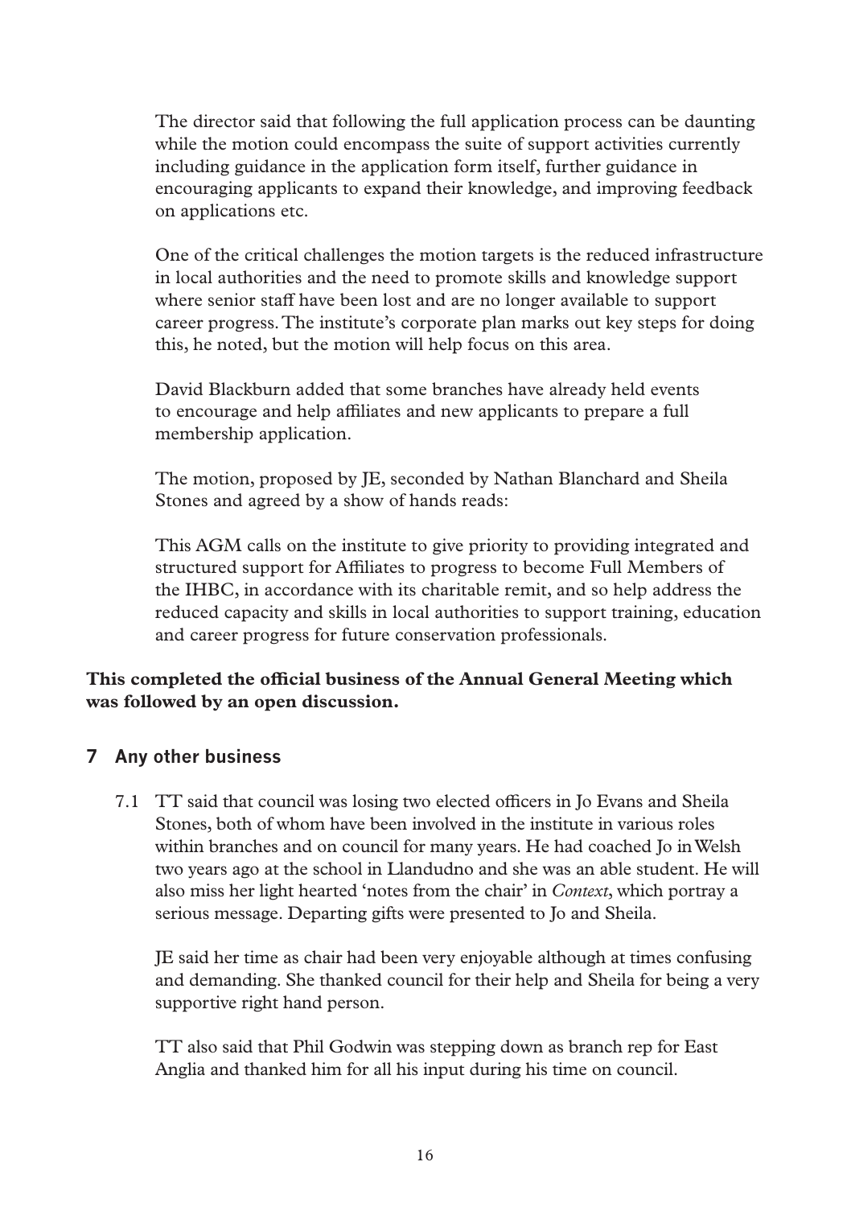The director said that following the full application process can be daunting while the motion could encompass the suite of support activities currently including guidance in the application form itself, further guidance in encouraging applicants to expand their knowledge, and improving feedback on applications etc.

One of the critical challenges the motion targets is the reduced infrastructure in local authorities and the need to promote skills and knowledge support where senior staff have been lost and are no longer available to support career progress. The institute's corporate plan marks out key steps for doing this, he noted, but the motion will help focus on this area.

David Blackburn added that some branches have already held events to encourage and help affiliates and new applicants to prepare a full membership application.

The motion, proposed by JE, seconded by Nathan Blanchard and Sheila Stones and agreed by a show of hands reads:

This AGM calls on the institute to give priority to providing integrated and structured support for Affiliates to progress to become Full Members of the IHBC, in accordance with its charitable remit, and so help address the reduced capacity and skills in local authorities to support training, education and career progress for future conservation professionals.

**This completed the official business of the Annual General Meeting which was followed by an open discussion.**

## 7 Any other business

7.1 TT said that council was losing two elected officers in Jo Evans and Sheila Stones, both of whom have been involved in the institute in various roles within branches and on council for many years. He had coached Jo in Welsh two years ago at the school in Llandudno and she was an able student. He will also miss her light hearted 'notes from the chair' in *Context*, which portray a serious message. Departing gifts were presented to Jo and Sheila.

JE said her time as chair had been very enjoyable although at times confusing and demanding. She thanked council for their help and Sheila for being a very supportive right hand person.

TT also said that Phil Godwin was stepping down as branch rep for East Anglia and thanked him for all his input during his time on council.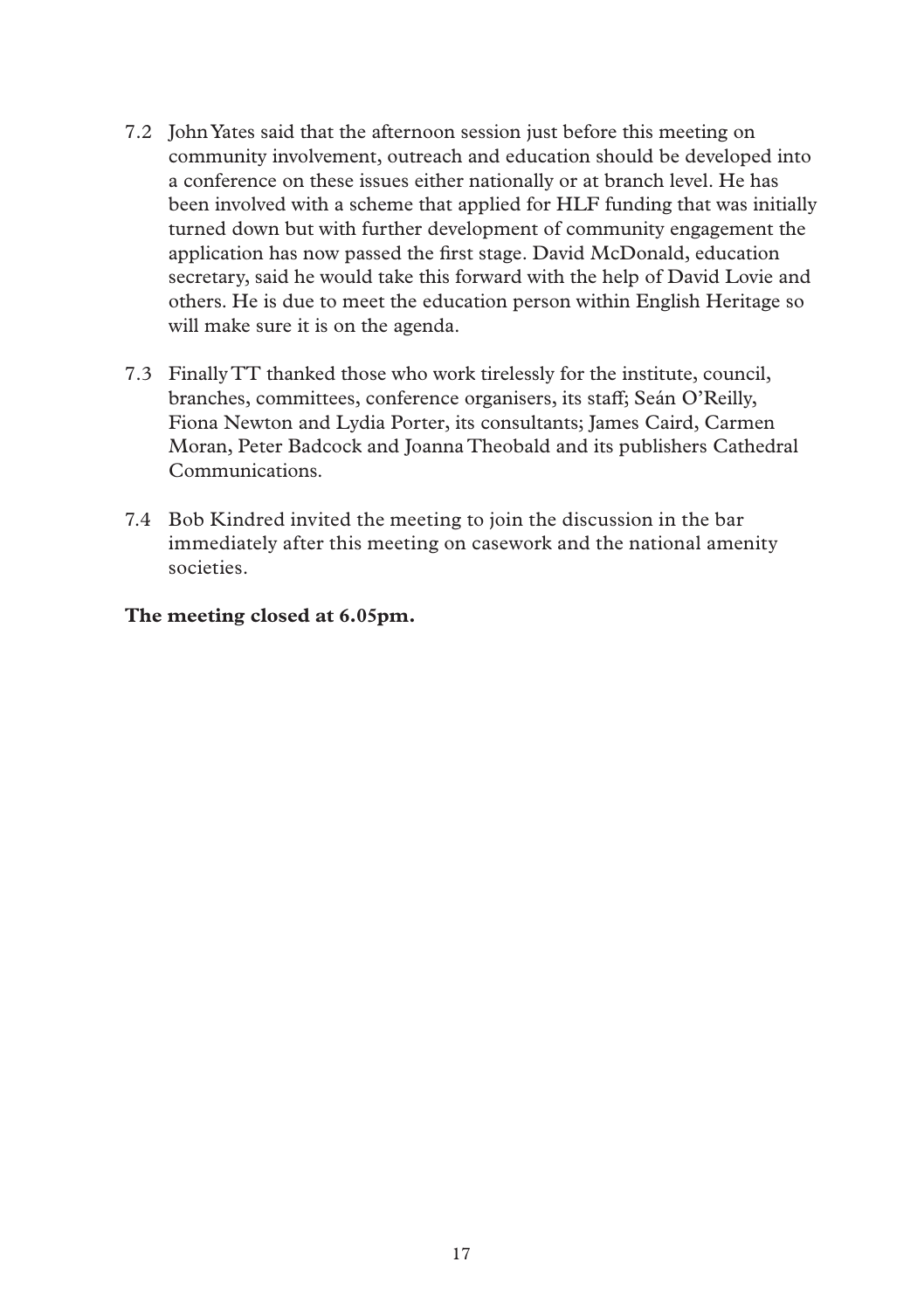7.2 John Yates said that the afternoon session just before this meeting on community involvement, outreach and education should be developed into a conference on these issues either nationally or at branch level. He has been involved with a scheme that applied for HLF funding that was initially turned down but with further development of community engagement the application has now passed the first stage. David McDonald, education secretary, said he would take this forward with the help of David Lovie and others. He is due to meet the education person within English Heritage so will make sure it is on the agenda.

7.3 Finally TT thanked those who work tirelessly for the institute, council, branches, committees, conference organisers, its staff; Seán O'Reilly, Fiona Newton and Lydia Porter, its consultants; James Caird, Carmen Moran, Peter Badcock and Joanna Theobald and its publishers Cathedral Communications.

7.4 Bob Kindred invited the meeting to join the discussion in the bar immediately after this meeting on casework and the national amenity societies.

**The meeting closed at 6.05pm.**